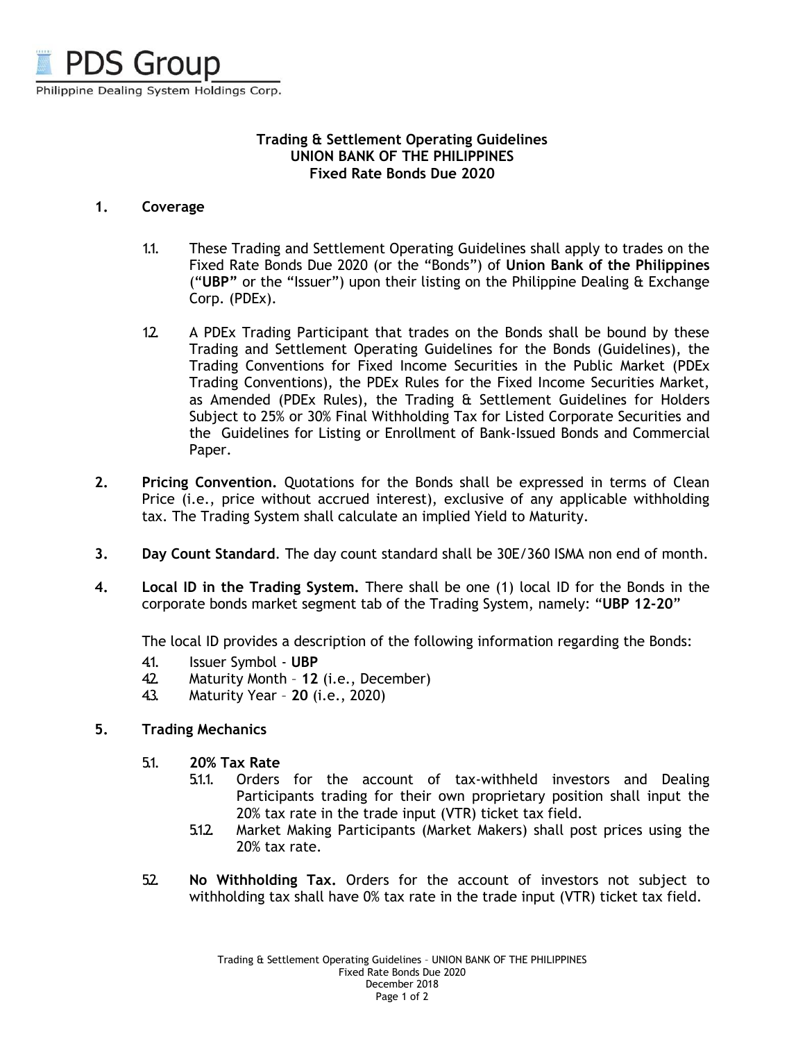PDS Group

Philippine Dealing System Holdings Corp.

**Trading & Settlement Operating Guidelines**
**UNION BANK OF THE PHILIPPINES**
**Fixed Rate Bonds Due 2020**

**1. Coverage**

1.1. These Trading and Settlement Operating Guidelines shall apply to trades on the Fixed Rate Bonds Due 2020 (or the "Bonds") of **Union Bank of the Philippines** ("**UBP**" or the "Issuer") upon their listing on the Philippine Dealing & Exchange Corp. (PDEx).

1.2. A PDEx Trading Participant that trades on the Bonds shall be bound by these Trading and Settlement Operating Guidelines for the Bonds (Guidelines), the Trading Conventions for Fixed Income Securities in the Public Market (PDEx Trading Conventions), the PDEx Rules for the Fixed Income Securities Market, as Amended (PDEx Rules), the Trading & Settlement Guidelines for Holders Subject to 25% or 30% Final Withholding Tax for Listed Corporate Securities and the Guidelines for Listing or Enrollment of Bank-Issued Bonds and Commercial Paper.

**2. Pricing Convention.** Quotations for the Bonds shall be expressed in terms of Clean Price (i.e., price without accrued interest), exclusive of any applicable withholding tax. The Trading System shall calculate an implied Yield to Maturity.

**3. Day Count Standard**. The day count standard shall be 30E/360 ISMA non end of month.

**4. Local ID in the Trading System.** There shall be one (1) local ID for the Bonds in the corporate bonds market segment tab of the Trading System, namely: "**UBP 12-20**"

The local ID provides a description of the following information regarding the Bonds:

4.1. Issuer Symbol - **UBP**
4.2. Maturity Month – **12** (i.e., December)
4.3. Maturity Year – **20** (i.e., 2020)

**5. Trading Mechanics**

5.1. **20% Tax Rate**

5.1.1. Orders for the account of tax-withheld investors and Dealing Participants trading for their own proprietary position shall input the 20% tax rate in the trade input (VTR) ticket tax field.

5.1.2. Market Making Participants (Market Makers) shall post prices using the 20% tax rate.

5.2. **No Withholding Tax.** Orders for the account of investors not subject to withholding tax shall have 0% tax rate in the trade input (VTR) ticket tax field.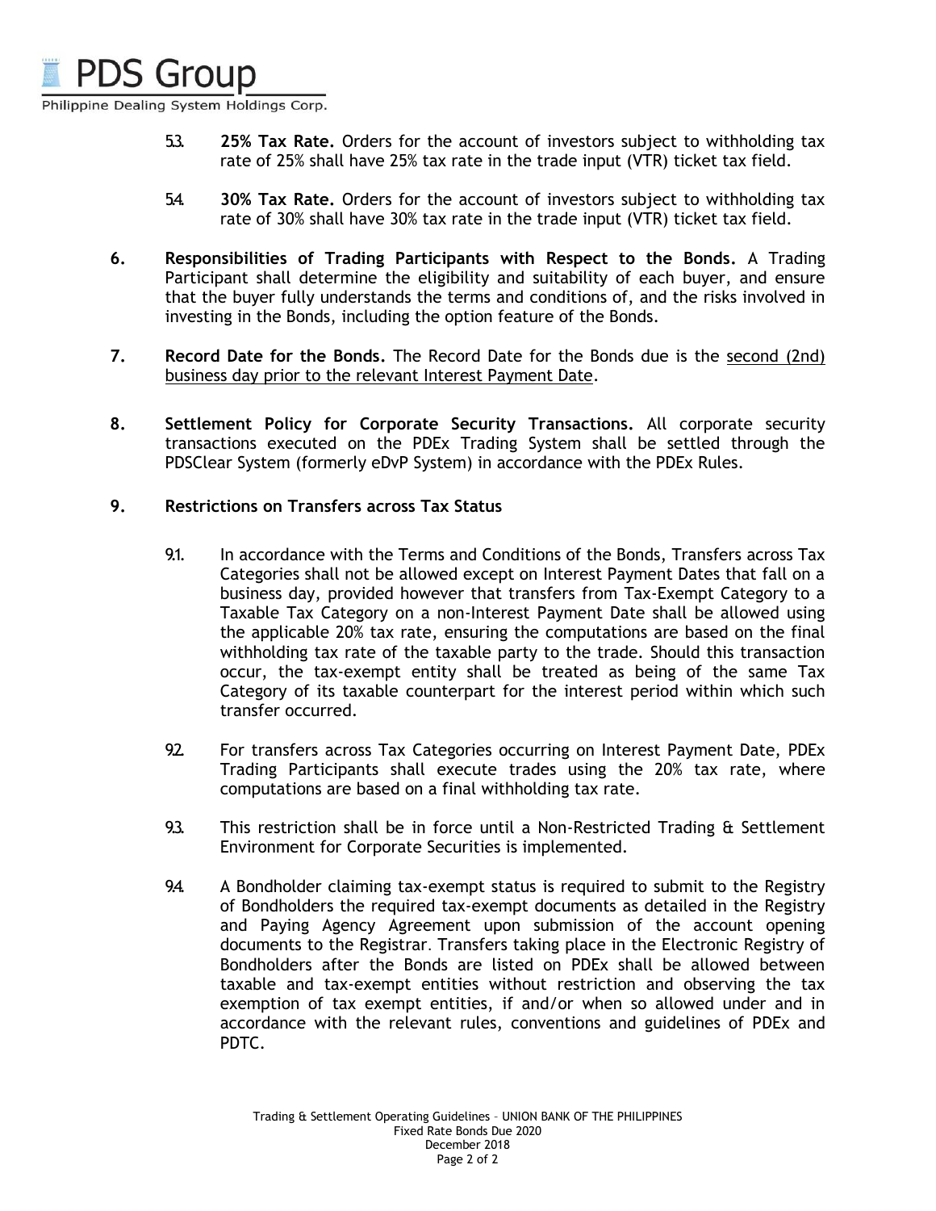5.3. **25% Tax Rate.** Orders for the account of investors subject to withholding tax rate of 25% shall have 25% tax rate in the trade input (VTR) ticket tax field.

5.4. **30% Tax Rate.** Orders for the account of investors subject to withholding tax rate of 30% shall have 30% tax rate in the trade input (VTR) ticket tax field.

**6. Responsibilities of Trading Participants with Respect to the Bonds.** A Trading Participant shall determine the eligibility and suitability of each buyer, and ensure that the buyer fully understands the terms and conditions of, and the risks involved in investing in the Bonds, including the option feature of the Bonds.

**7. Record Date for the Bonds.** The Record Date for the Bonds due is the second (2nd) business day prior to the relevant Interest Payment Date.

**8. Settlement Policy for Corporate Security Transactions.** All corporate security transactions executed on the PDEx Trading System shall be settled through the PDSClear System (formerly eDvP System) in accordance with the PDEx Rules.

**9. Restrictions on Transfers across Tax Status**

9.1. In accordance with the Terms and Conditions of the Bonds, Transfers across Tax Categories shall not be allowed except on Interest Payment Dates that fall on a business day, provided however that transfers from Tax-Exempt Category to a Taxable Tax Category on a non-Interest Payment Date shall be allowed using the applicable 20% tax rate, ensuring the computations are based on the final withholding tax rate of the taxable party to the trade. Should this transaction occur, the tax-exempt entity shall be treated as being of the same Tax Category of its taxable counterpart for the interest period within which such transfer occurred.

9.2. For transfers across Tax Categories occurring on Interest Payment Date, PDEx Trading Participants shall execute trades using the 20% tax rate, where computations are based on a final withholding tax rate.

9.3. This restriction shall be in force until a Non-Restricted Trading & Settlement Environment for Corporate Securities is implemented.

9.4. A Bondholder claiming tax-exempt status is required to submit to the Registry of Bondholders the required tax-exempt documents as detailed in the Registry and Paying Agency Agreement upon submission of the account opening documents to the Registrar. Transfers taking place in the Electronic Registry of Bondholders after the Bonds are listed on PDEx shall be allowed between taxable and tax-exempt entities without restriction and observing the tax exemption of tax exempt entities, if and/or when so allowed under and in accordance with the relevant rules, conventions and guidelines of PDEx and PDTC.